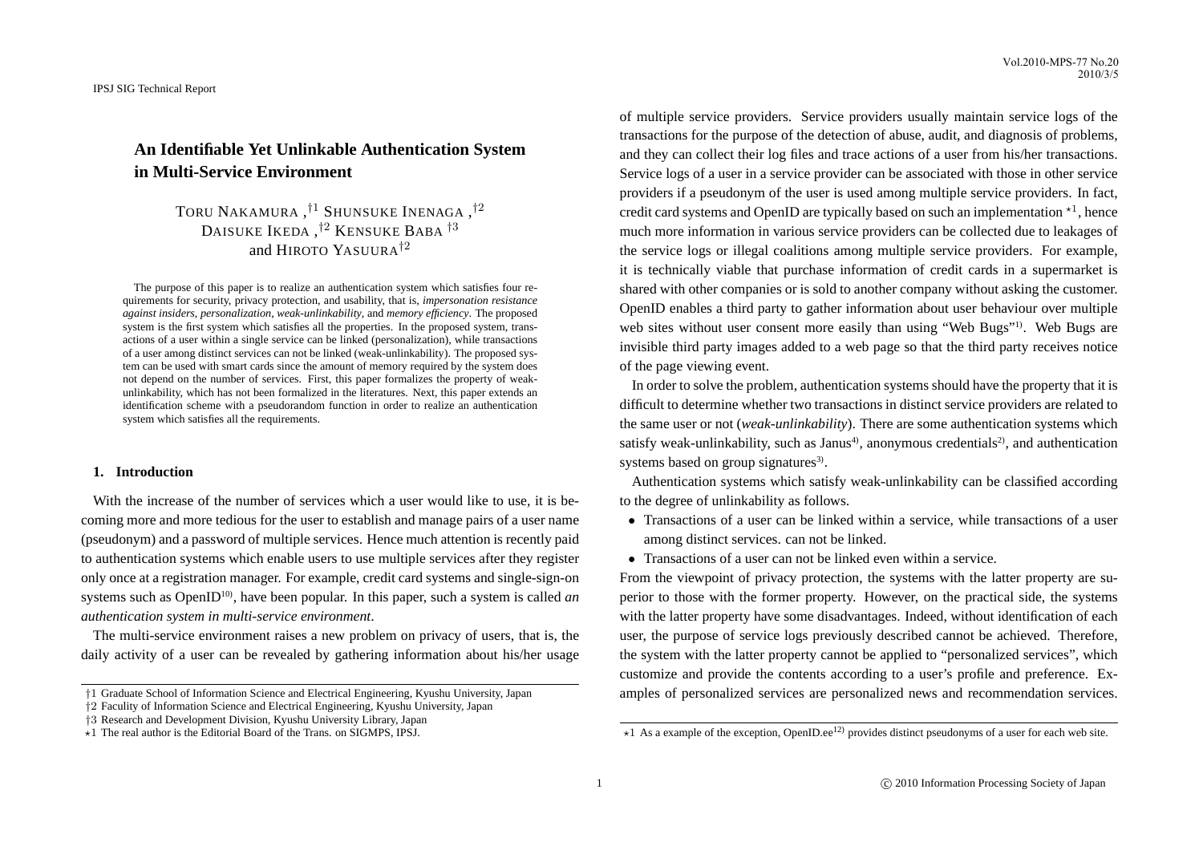# An Identifiable Yet Unlinkable Authentication System in Multi-Service Environment

Toru Nakamura ,[†1] Shunsuke Inenaga ,[†2] Daisuke Ikeda ,[†2] Kensuke Baba [†3] and Hiroto Yasuura[†2]

The purpose of this paper is to realize an authentication system which satisfies four requirements for security, privacy protection, and usability, that is, *impersonation resistance against insiders*, *personalization*, *weak-unlinkability*, and *memory efficiency*. The proposed system is the first system which satisfies all the properties. In the proposed system, transactions of a user within a single service can be linked (personalization), while transactions of a user among distinct services can not be linked (weak-unlinkability). The proposed system can be used with smart cards since the amount of memory required by the system does not depend on the number of services. First, this paper formalizes the property of weak-unlinkability, which has not been formalized in the literatures. Next, this paper extends an identification scheme with a pseudorandom function in order to realize an authentication system which satisfies all the requirements.

## 1. Introduction

With the increase of the number of services which a user would like to use, it is becoming more and more tedious for the user to establish and manage pairs of a user name (pseudonym) and a password of multiple services. Hence much attention is recently paid to authentication systems which enable users to use multiple services after they register only once at a registration manager. For example, credit card systems and single-sign-on systems such as OpenID[10], have been popular. In this paper, such a system is called *an authentication system in multi-service environment*.

The multi-service environment raises a new problem on privacy of users, that is, the daily activity of a user can be revealed by gathering information about his/her usage of multiple service providers. Service providers usually maintain service logs of the transactions for the purpose of the detection of abuse, audit, and diagnosis of problems, and they can collect their log files and trace actions of a user from his/her transactions. Service logs of a user in a service provider can be associated with those in other service providers if a pseudonym of the user is used among multiple service providers. In fact, credit card systems and OpenID are typically based on such an implementation [⋆1], hence much more information in various service providers can be collected due to leakages of the service logs or illegal coalitions among multiple service providers. For example, it is technically viable that purchase information of credit cards in a supermarket is shared with other companies or is sold to another company without asking the customer. OpenID enables a third party to gather information about user behaviour over multiple web sites without user consent more easily than using "Web Bugs"[1]. Web Bugs are invisible third party images added to a web page so that the third party receives notice of the page viewing event.

In order to solve the problem, authentication systems should have the property that it is difficult to determine whether two transactions in distinct service providers are related to the same user or not (*weak-unlinkability*). There are some authentication systems which satisfy weak-unlinkability, such as Janus[4], anonymous credentials[2], and authentication systems based on group signatures[3].

Authentication systems which satisfy weak-unlinkability can be classified according to the degree of unlinkability as follows.

- Transactions of a user can be linked within a service, while transactions of a user among distinct services. can not be linked.
- Transactions of a user can not be linked even within a service.

From the viewpoint of privacy protection, the systems with the latter property are superior to those with the former property. However, on the practical side, the systems with the latter property have some disadvantages. Indeed, without identification of each user, the purpose of service logs previously described cannot be achieved. Therefore, the system with the latter property cannot be applied to "personalized services", which customize and provide the contents according to a user's profile and preference. Examples of personalized services are personalized news and recommendation services.

†1 Graduate School of Information Science and Electrical Engineering, Kyushu University, Japan

†2 Faculty of Information Science and Electrical Engineering, Kyushu University, Japan

†3 Research and Development Division, Kyushu University Library, Japan

⋆1 The real author is the Editorial Board of the Trans. on SIGMPS, IPSJ.

⋆1 As a example of the exception, OpenID.ee[12] provides distinct pseudonyms of a user for each web site.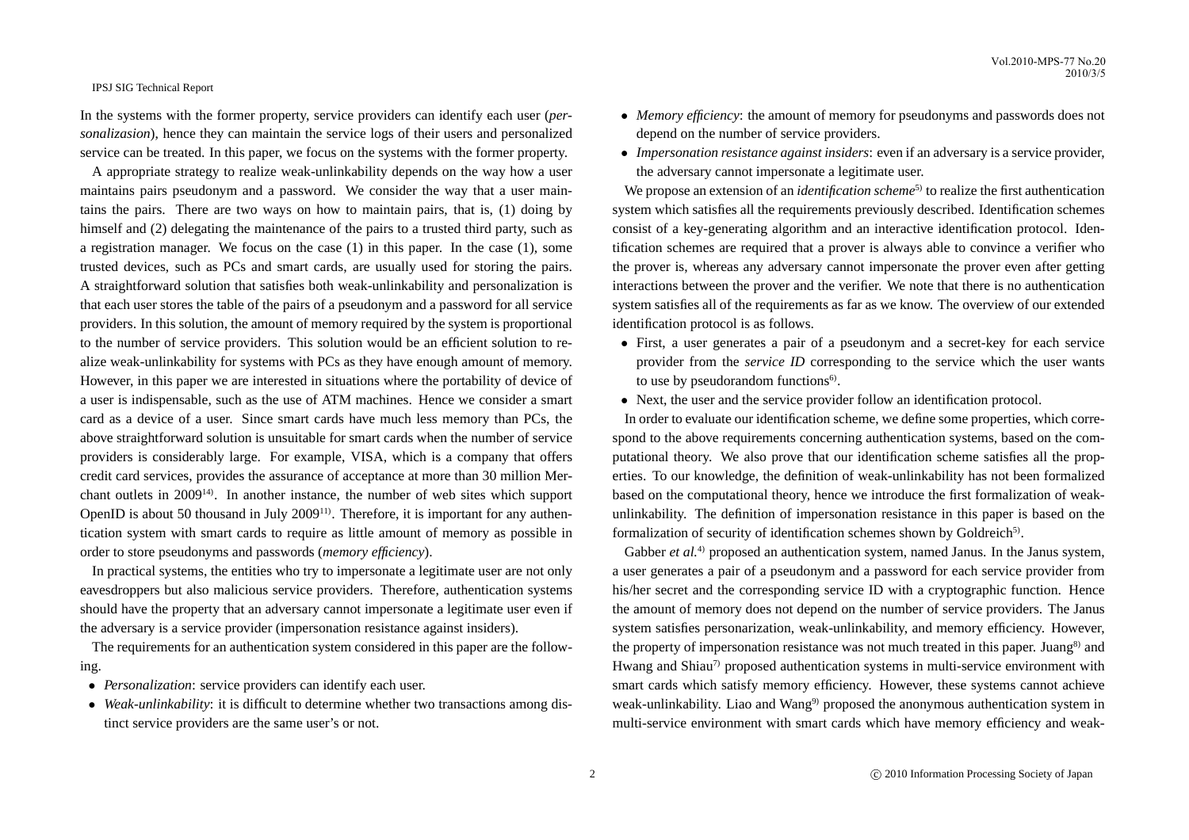In the systems with the former property, service providers can identify each user (*personalizasion*), hence they can maintain the service logs of their users and personalized service can be treated. In this paper, we focus on the systems with the former property.

A appropriate strategy to realize weak-unlinkability depends on the way how a user maintains pairs pseudonym and a password. We consider the way that a user maintains the pairs. There are two ways on how to maintain pairs, that is, (1) doing by himself and (2) delegating the maintenance of the pairs to a trusted third party, such as a registration manager. We focus on the case (1) in this paper. In the case (1), some trusted devices, such as PCs and smart cards, are usually used for storing the pairs. A straightforward solution that satisfies both weak-unlinkability and personalization is that each user stores the table of the pairs of a pseudonym and a password for all service providers. In this solution, the amount of memory required by the system is proportional to the number of service providers. This solution would be an efficient solution to realize weak-unlinkability for systems with PCs as they have enough amount of memory. However, in this paper we are interested in situations where the portability of device of a user is indispensable, such as the use of ATM machines. Hence we consider a smart card as a device of a user. Since smart cards have much less memory than PCs, the above straightforward solution is unsuitable for smart cards when the number of service providers is considerably large. For example, VISA, which is a company that offers credit card services, provides the assurance of acceptance at more than 30 million Merchant outlets in 2009[14]. In another instance, the number of web sites which support OpenID is about 50 thousand in July 2009[11]. Therefore, it is important for any authentication system with smart cards to require as little amount of memory as possible in order to store pseudonyms and passwords (*memory efficiency*).

In practical systems, the entities who try to impersonate a legitimate user are not only eavesdroppers but also malicious service providers. Therefore, authentication systems should have the property that an adversary cannot impersonate a legitimate user even if the adversary is a service provider (impersonation resistance against insiders).

The requirements for an authentication system considered in this paper are the following.

- *Personalization*: service providers can identify each user.
- *Weak-unlinkability*: it is difficult to determine whether two transactions among distinct service providers are the same user's or not.
- *Memory efficiency*: the amount of memory for pseudonyms and passwords does not depend on the number of service providers.
- *Impersonation resistance against insiders*: even if an adversary is a service provider, the adversary cannot impersonate a legitimate user.

We propose an extension of an *identification scheme*[5] to realize the first authentication system which satisfies all the requirements previously described. Identification schemes consist of a key-generating algorithm and an interactive identification protocol. Identification schemes are required that a prover is always able to convince a verifier who the prover is, whereas any adversary cannot impersonate the prover even after getting interactions between the prover and the verifier. We note that there is no authentication system satisfies all of the requirements as far as we know. The overview of our extended identification protocol is as follows.

- First, a user generates a pair of a pseudonym and a secret-key for each service provider from the *service ID* corresponding to the service which the user wants to use by pseudorandom functions[6].
- Next, the user and the service provider follow an identification protocol.

In order to evaluate our identification scheme, we define some properties, which correspond to the above requirements concerning authentication systems, based on the computational theory. We also prove that our identification scheme satisfies all the properties. To our knowledge, the definition of weak-unlinkability has not been formalized based on the computational theory, hence we introduce the first formalization of weak-unlinkability. The definition of impersonation resistance in this paper is based on the formalization of security of identification schemes shown by Goldreich[5].

Gabber *et al.*[4] proposed an authentication system, named Janus. In the Janus system, a user generates a pair of a pseudonym and a password for each service provider from his/her secret and the corresponding service ID with a cryptographic function. Hence the amount of memory does not depend on the number of service providers. The Janus system satisfies personarization, weak-unlinkability, and memory efficiency. However, the property of impersonation resistance was not much treated in this paper. Juang[8] and Hwang and Shiau[7] proposed authentication systems in multi-service environment with smart cards which satisfy memory efficiency. However, these systems cannot achieve weak-unlinkability. Liao and Wang[9] proposed the anonymous authentication system in multi-service environment with smart cards which have memory efficiency and weak-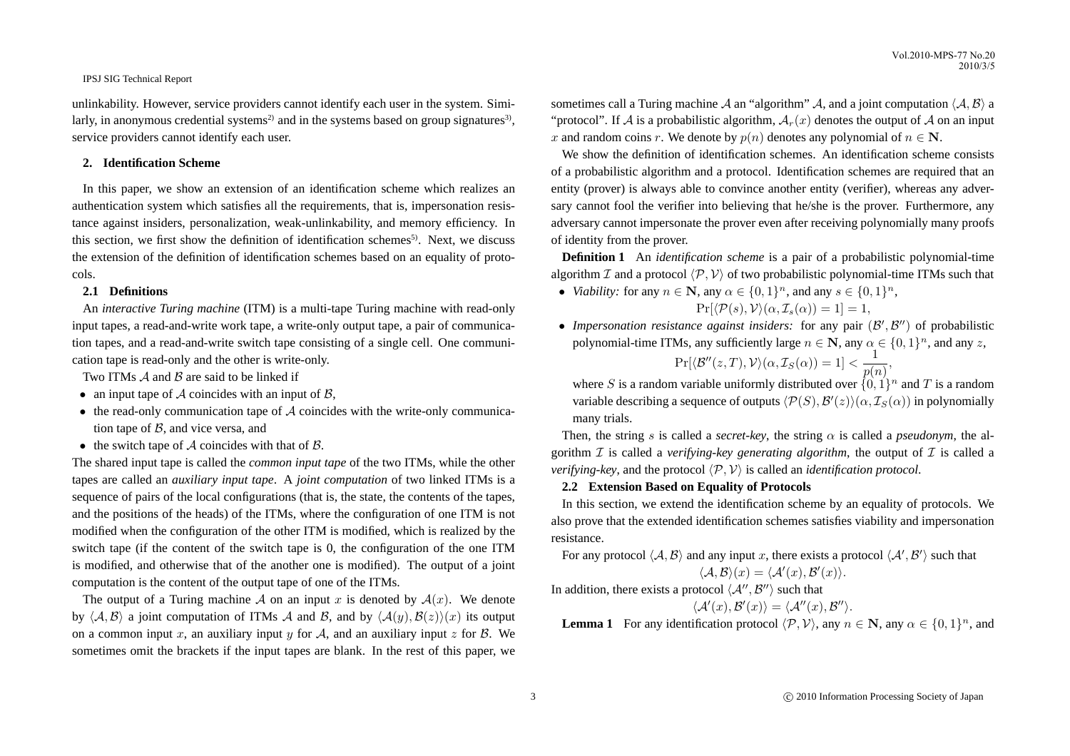unlinkability. However, service providers cannot identify each user in the system. Similarly, in anonymous credential systems[2] and in the systems based on group signatures[3], service providers cannot identify each user.

## 2. Identification Scheme

In this paper, we show an extension of an identification scheme which realizes an authentication system which satisfies all the requirements, that is, impersonation resistance against insiders, personalization, weak-unlinkability, and memory efficiency. In this section, we first show the definition of identification schemes[5]. Next, we discuss the extension of the definition of identification schemes based on an equality of protocols.

### 2.1 Definitions

An *interactive Turing machine* (ITM) is a multi-tape Turing machine with read-only input tapes, a read-and-write work tape, a write-only output tape, a pair of communication tapes, and a read-and-write switch tape consisting of a single cell. One communication tape is read-only and the other is write-only.

Two ITMs $\mathcal{A}$ and $\mathcal{B}$ are said to be linked if

- an input tape of $\mathcal{A}$ coincides with an input of $\mathcal{B}$,
- the read-only communication tape of $\mathcal{A}$ coincides with the write-only communication tape of $\mathcal{B}$, and vice versa, and
- the switch tape of $\mathcal{A}$ coincides with that of $\mathcal{B}$.

The shared input tape is called the *common input tape* of the two ITMs, while the other tapes are called an *auxiliary input tape*. A *joint computation* of two linked ITMs is a sequence of pairs of the local configurations (that is, the state, the contents of the tapes, and the positions of the heads) of the ITMs, where the configuration of one ITM is not modified when the configuration of the other ITM is modified, which is realized by the switch tape (if the content of the switch tape is 0, the configuration of the one ITM is modified, and otherwise that of the another one is modified). The output of a joint computation is the content of the output tape of one of the ITMs.

The output of a Turing machine $\mathcal{A}$ on an input $x$ is denoted by $\mathcal{A}(x)$. We denote by $\langle \mathcal{A}, \mathcal{B} \rangle$ a joint computation of ITMs $\mathcal{A}$ and $\mathcal{B}$, and by $\langle \mathcal{A}(y), \mathcal{B}(z) \rangle(x)$ its output on a common input $x$, an auxiliary input $y$ for $\mathcal{A}$, and an auxiliary input $z$ for $\mathcal{B}$. We sometimes omit the brackets if the input tapes are blank. In the rest of this paper, we sometimes call a Turing machine $\mathcal{A}$ an "algorithm" $\mathcal{A}$, and a joint computation $\langle \mathcal{A}, \mathcal{B} \rangle$ a "protocol". If $\mathcal{A}$ is a probabilistic algorithm, $\mathcal{A}_r(x)$ denotes the output of $\mathcal{A}$ on an input $x$ and random coins $r$. We denote by $p(n)$ denotes any polynomial of $n \in \mathbf{N}$.

We show the definition of identification schemes. An identification scheme consists of a probabilistic algorithm and a protocol. Identification schemes are required that an entity (prover) is always able to convince another entity (verifier), whereas any adversary cannot fool the verifier into believing that he/she is the prover. Furthermore, any adversary cannot impersonate the prover even after receiving polynomially many proofs of identity from the prover.

**Definition 1** An *identification scheme* is a pair of a probabilistic polynomial-time algorithm $\mathcal{I}$ and a protocol $\langle \mathcal{P}, \mathcal{V} \rangle$ of two probabilistic polynomial-time ITMs such that

- *Viability:* for any $n \in \mathbf{N}$, any $\alpha \in \{0,1\}^n$, and any $s \in \{0,1\}^n$,
$$\Pr[\langle \mathcal{P}(s), \mathcal{V} \rangle(\alpha, \mathcal{I}_s(\alpha)) = 1] = 1,$$
- *Impersonation resistance against insiders:* for any pair $(\mathcal{B}', \mathcal{B}'')$ of probabilistic polynomial-time ITMs, any sufficiently large $n \in \mathbf{N}$, any $\alpha \in \{0,1\}^n$, and any $z$,
$$\Pr[\langle \mathcal{B}''(z, T), \mathcal{V} \rangle(\alpha, \mathcal{I}_S(\alpha)) = 1] < \frac{1}{p(n)},$$
where $S$ is a random variable uniformly distributed over $\{0,1\}^n$ and $T$ is a random variable describing a sequence of outputs $\langle \mathcal{P}(S), \mathcal{B}'(z) \rangle(\alpha, \mathcal{I}_S(\alpha))$ in polynomially many trials.

Then, the string $s$ is called a *secret-key*, the string $\alpha$ is called a *pseudonym*, the algorithm $\mathcal{I}$ is called a *verifying-key generating algorithm*, the output of $\mathcal{I}$ is called a *verifying-key*, and the protocol $\langle \mathcal{P}, \mathcal{V} \rangle$ is called an *identification protocol*.

### 2.2 Extension Based on Equality of Protocols

In this section, we extend the identification scheme by an equality of protocols. We also prove that the extended identification schemes satisfies viability and impersonation resistance.

For any protocol $\langle \mathcal{A}, \mathcal{B} \rangle$ and any input $x$, there exists a protocol $\langle \mathcal{A}', \mathcal{B}' \rangle$ such that
$$\langle \mathcal{A}, \mathcal{B} \rangle(x) = \langle \mathcal{A}'(x), \mathcal{B}'(x) \rangle.$$
In addition, there exists a protocol $\langle \mathcal{A}'', \mathcal{B}'' \rangle$ such that
$$\langle \mathcal{A}'(x), \mathcal{B}'(x) \rangle = \langle \mathcal{A}''(x), \mathcal{B}'' \rangle.$$

**Lemma 1** For any identification protocol $\langle \mathcal{P}, \mathcal{V} \rangle$, any $n \in \mathbf{N}$, any $\alpha \in \{0,1\}^n$, and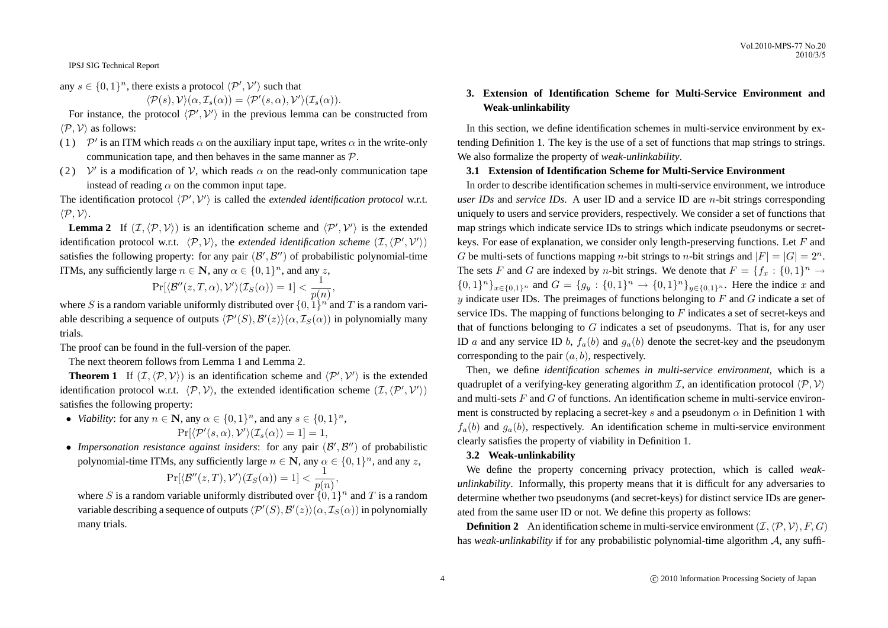any $s \in \{0,1\}^n$, there exists a protocol $\langle \mathcal{P}', \mathcal{V}' \rangle$ such that

$$\langle \mathcal{P}(s), \mathcal{V} \rangle(\alpha, \mathcal{I}_s(\alpha)) = \langle \mathcal{P}'(s, \alpha), \mathcal{V}' \rangle(\mathcal{I}_s(\alpha)).$$

For instance, the protocol $\langle \mathcal{P}', \mathcal{V}' \rangle$ in the previous lemma can be constructed from $\langle \mathcal{P}, \mathcal{V} \rangle$ as follows:

(1) $\mathcal{P}'$ is an ITM which reads $\alpha$ on the auxiliary input tape, writes $\alpha$ in the write-only communication tape, and then behaves in the same manner as $\mathcal{P}$.

(2) $\mathcal{V}'$ is a modification of $\mathcal{V}$, which reads $\alpha$ on the read-only communication tape instead of reading $\alpha$ on the common input tape.

The identification protocol $\langle \mathcal{P}', \mathcal{V}' \rangle$ is called the *extended identification protocol* w.r.t. $\langle \mathcal{P}, \mathcal{V} \rangle$.

**Lemma 2** If $(\mathcal{I}, \langle \mathcal{P}, \mathcal{V} \rangle)$ is an identification scheme and $\langle \mathcal{P}', \mathcal{V}' \rangle$ is the extended identification protocol w.r.t. $\langle \mathcal{P}, \mathcal{V} \rangle$, the *extended identification scheme* $(\mathcal{I}, \langle \mathcal{P}', \mathcal{V}' \rangle)$ satisfies the following property: for any pair $(\mathcal{B}', \mathcal{B}'')$ of probabilistic polynomial-time ITMs, any sufficiently large $n \in \mathbf{N}$, any $\alpha \in \{0,1\}^n$, and any $z$,

$$\Pr[\langle \mathcal{B}''(z, T, \alpha), \mathcal{V}' \rangle(\mathcal{I}_S(\alpha)) = 1] < \frac{1}{p(n)},$$

where $S$ is a random variable uniformly distributed over $\{0,1\}^n$ and $T$ is a random variable describing a sequence of outputs $\langle \mathcal{P}'(S), \mathcal{B}'(z) \rangle(\alpha, \mathcal{I}_S(\alpha))$ in polynomially many trials.

The proof can be found in the full-version of the paper.

The next theorem follows from Lemma 1 and Lemma 2.

**Theorem 1** If $(\mathcal{I}, \langle \mathcal{P}, \mathcal{V} \rangle)$ is an identification scheme and $\langle \mathcal{P}', \mathcal{V}' \rangle$ is the extended identification protocol w.r.t. $\langle \mathcal{P}, \mathcal{V} \rangle$, the extended identification scheme $(\mathcal{I}, \langle \mathcal{P}', \mathcal{V}' \rangle)$ satisfies the following property:

- *Viability*: for any $n \in \mathbf{N}$, any $\alpha \in \{0,1\}^n$, and any $s \in \{0,1\}^n$,
$$\Pr[\langle \mathcal{P}'(s, \alpha), \mathcal{V}' \rangle(\mathcal{I}_s(\alpha)) = 1] = 1,$$
- *Impersonation resistance against insiders*: for any pair $(\mathcal{B}', \mathcal{B}'')$ of probabilistic polynomial-time ITMs, any sufficiently large $n \in \mathbf{N}$, any $\alpha \in \{0,1\}^n$, and any $z$,
$$\Pr[\langle \mathcal{B}''(z, T), \mathcal{V}' \rangle(\mathcal{I}_S(\alpha)) = 1] < \frac{1}{p(n)},$$
where $S$ is a random variable uniformly distributed over $\{0,1\}^n$ and $T$ is a random variable describing a sequence of outputs $\langle \mathcal{P}'(S), \mathcal{B}'(z) \rangle(\alpha, \mathcal{I}_S(\alpha))$ in polynomially many trials.

## 3. Extension of Identification Scheme for Multi-Service Environment and Weak-unlinkability

In this section, we define identification schemes in multi-service environment by extending Definition 1. The key is the use of a set of functions that map strings to strings. We also formalize the property of *weak-unlinkability*.

### 3.1 Extension of Identification Scheme for Multi-Service Environment

In order to describe identification schemes in multi-service environment, we introduce *user IDs* and *service IDs*. A user ID and a service ID are $n$-bit strings corresponding uniquely to users and service providers, respectively. We consider a set of functions that map strings which indicate service IDs to strings which indicate pseudonyms or secret-keys. For ease of explanation, we consider only length-preserving functions. Let $F$ and $G$ be multi-sets of functions mapping $n$-bit strings to $n$-bit strings and $|F| = |G| = 2^n$. The sets $F$ and $G$ are indexed by $n$-bit strings. We denote that $F = \{f_x : \{0,1\}^n \to \{0,1\}^n\}_{x \in \{0,1\}^n}$ and $G = \{g_y : \{0,1\}^n \to \{0,1\}^n\}_{y \in \{0,1\}^n}$. Here the indice $x$ and $y$ indicate user IDs. The preimages of functions belonging to $F$ and $G$ indicate a set of service IDs. The mapping of functions belonging to $F$ indicates a set of secret-keys and that of functions belonging to $G$ indicates a set of pseudonyms. That is, for any user ID $a$ and any service ID $b$, $f_a(b)$ and $g_a(b)$ denote the secret-key and the pseudonym corresponding to the pair $(a, b)$, respectively.

Then, we define *identification schemes in multi-service environment*, which is a quadruplet of a verifying-key generating algorithm $\mathcal{I}$, an identification protocol $\langle \mathcal{P}, \mathcal{V} \rangle$ and multi-sets $F$ and $G$ of functions. An identification scheme in multi-service environment is constructed by replacing a secret-key $s$ and a pseudonym $\alpha$ in Definition 1 with $f_a(b)$ and $g_a(b)$, respectively. An identification scheme in multi-service environment clearly satisfies the property of viability in Definition 1.

### 3.2 Weak-unlinkability

We define the property concerning privacy protection, which is called *weak-unlinkability*. Informally, this property means that it is difficult for any adversaries to determine whether two pseudonyms (and secret-keys) for distinct service IDs are generated from the same user ID or not. We define this property as follows:

**Definition 2** An identification scheme in multi-service environment $(\mathcal{I}, \langle \mathcal{P}, \mathcal{V} \rangle, F, G)$ has *weak-unlinkability* if for any probabilistic polynomial-time algorithm $\mathcal{A}$, any suffi-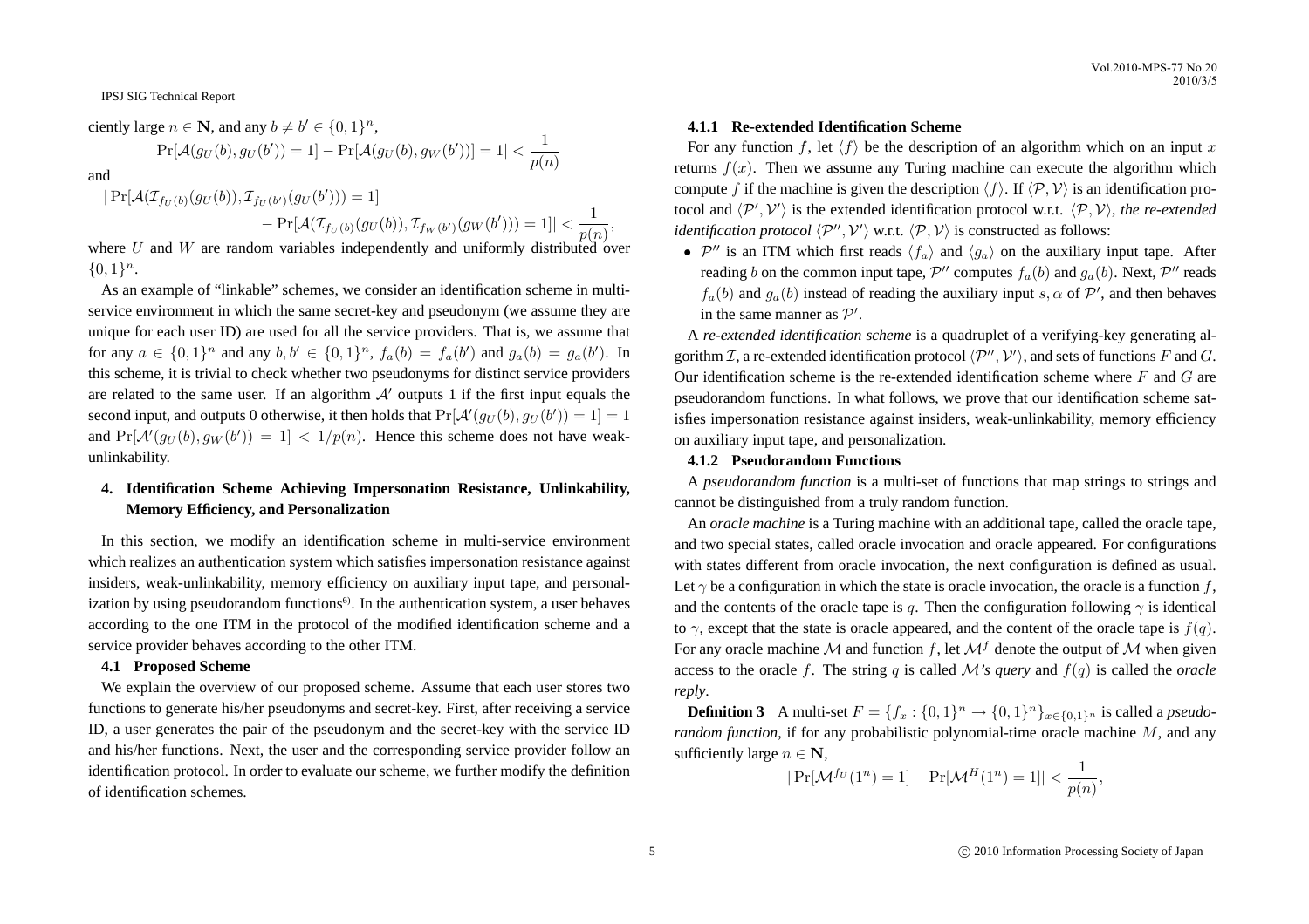ciently large $n \in \mathbf{N}$, and any $b \neq b' \in \{0,1\}^n$,

$$\Pr[\mathcal{A}(g_U(b), g_U(b')) = 1] - \Pr[\mathcal{A}(g_U(b), g_W(b'))] = 1| < \frac{1}{p(n)}$$

and

$$|\Pr[\mathcal{A}(\mathcal{I}_{f_U(b)}(g_U(b)), \mathcal{I}_{f_U(b')}(g_U(b'))) = 1] - \Pr[\mathcal{A}(\mathcal{I}_{f_U(b)}(g_U(b)), \mathcal{I}_{f_W(b')}(g_W(b'))) = 1]| < \frac{1}{p(n)},$$

where $U$ and $W$ are random variables independently and uniformly distributed over $\{0,1\}^n$.

As an example of "linkable" schemes, we consider an identification scheme in multi-service environment in which the same secret-key and pseudonym (we assume they are unique for each user ID) are used for all the service providers. That is, we assume that for any $a \in \{0,1\}^n$ and any $b, b' \in \{0,1\}^n$, $f_a(b) = f_a(b')$ and $g_a(b) = g_a(b')$. In this scheme, it is trivial to check whether two pseudonyms for distinct service providers are related to the same user. If an algorithm $\mathcal{A}'$ outputs 1 if the first input equals the second input, and outputs 0 otherwise, it then holds that $\Pr[\mathcal{A}'(g_U(b), g_U(b')) = 1] = 1$ and $\Pr[\mathcal{A}'(g_U(b), g_W(b')) = 1] < 1/p(n)$. Hence this scheme does not have weak-unlinkability.

## 4. Identification Scheme Achieving Impersonation Resistance, Unlinkability, Memory Efficiency, and Personalization

In this section, we modify an identification scheme in multi-service environment which realizes an authentication system which satisfies impersonation resistance against insiders, weak-unlinkability, memory efficiency on auxiliary input tape, and personalization by using pseudorandom functions[6]. In the authentication system, a user behaves according to the one ITM in the protocol of the modified identification scheme and a service provider behaves according to the other ITM.

### 4.1 Proposed Scheme

We explain the overview of our proposed scheme. Assume that each user stores two functions to generate his/her pseudonyms and secret-key. First, after receiving a service ID, a user generates the pair of the pseudonym and the secret-key with the service ID and his/her functions. Next, the user and the corresponding service provider follow an identification protocol. In order to evaluate our scheme, we further modify the definition of identification schemes.

#### 4.1.1 Re-extended Identification Scheme

For any function $f$, let $\langle f \rangle$ be the description of an algorithm which on an input $x$ returns $f(x)$. Then we assume any Turing machine can execute the algorithm which compute $f$ if the machine is given the description $\langle f \rangle$. If $\langle \mathcal{P}, \mathcal{V} \rangle$ is an identification protocol and $\langle \mathcal{P}', \mathcal{V}' \rangle$ is the extended identification protocol w.r.t. $\langle \mathcal{P}, \mathcal{V} \rangle$, *the re-extended identification protocol* $\langle \mathcal{P}'', \mathcal{V}' \rangle$ w.r.t. $\langle \mathcal{P}, \mathcal{V} \rangle$ is constructed as follows:

- $\mathcal{P}''$ is an ITM which first reads $\langle f_a \rangle$ and $\langle g_a \rangle$ on the auxiliary input tape. After reading $b$ on the common input tape, $\mathcal{P}''$ computes $f_a(b)$ and $g_a(b)$. Next, $\mathcal{P}''$ reads $f_a(b)$ and $g_a(b)$ instead of reading the auxiliary input $s, \alpha$ of $\mathcal{P}'$, and then behaves in the same manner as $\mathcal{P}'$.

A *re-extended identification scheme* is a quadruplet of a verifying-key generating algorithm $\mathcal{I}$, a re-extended identification protocol $\langle \mathcal{P}'', \mathcal{V}' \rangle$, and sets of functions $F$ and $G$. Our identification scheme is the re-extended identification scheme where $F$ and $G$ are pseudorandom functions. In what follows, we prove that our identification scheme satisfies impersonation resistance against insiders, weak-unlinkability, memory efficiency on auxiliary input tape, and personalization.

#### 4.1.2 Pseudorandom Functions

A *pseudorandom function* is a multi-set of functions that map strings to strings and cannot be distinguished from a truly random function.

An *oracle machine* is a Turing machine with an additional tape, called the oracle tape, and two special states, called oracle invocation and oracle appeared. For configurations with states different from oracle invocation, the next configuration is defined as usual. Let $\gamma$ be a configuration in which the state is oracle invocation, the oracle is a function $f$, and the contents of the oracle tape is $q$. Then the configuration following $\gamma$ is identical to $\gamma$, except that the state is oracle appeared, and the content of the oracle tape is $f(q)$. For any oracle machine $\mathcal{M}$ and function $f$, let $\mathcal{M}^f$ denote the output of $\mathcal{M}$ when given access to the oracle $f$. The string $q$ is called *$\mathcal{M}$'s query* and $f(q)$ is called the *oracle reply*.

**Definition 3** A multi-set $F = \{f_x : \{0,1\}^n \rightarrow \{0,1\}^n\}_{x \in \{0,1\}^n}$ is called a *pseudorandom function*, if for any probabilistic polynomial-time oracle machine $M$, and any sufficiently large $n \in \mathbf{N}$,

$$|\Pr[\mathcal{M}^{f_U}(1^n) = 1] - \Pr[\mathcal{M}^H(1^n) = 1]| < \frac{1}{p(n)},$$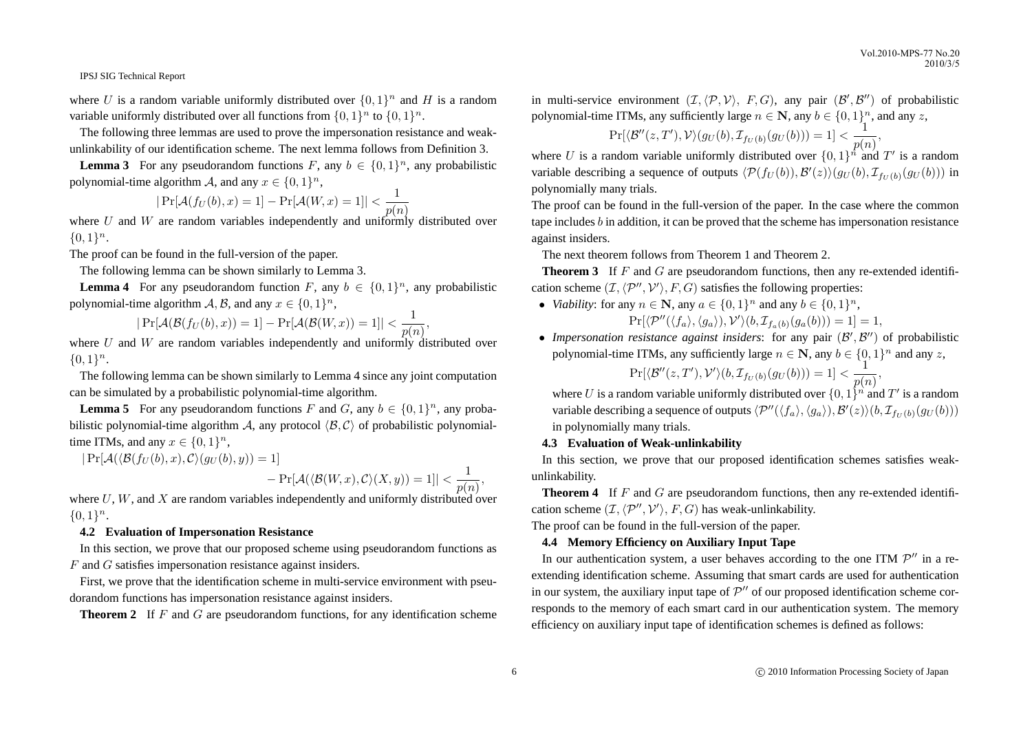where $U$ is a random variable uniformly distributed over $\{0,1\}^n$ and $H$ is a random variable uniformly distributed over all functions from $\{0,1\}^n$ to $\{0,1\}^n$.

The following three lemmas are used to prove the impersonation resistance and weak-unlinkability of our identification scheme. The next lemma follows from Definition 3.

**Lemma 3** For any pseudorandom functions $F$, any $b \in \{0,1\}^n$, any probabilistic polynomial-time algorithm $\mathcal{A}$, and any $x \in \{0,1\}^n$,

$$|\Pr[\mathcal{A}(f_U(b), x) = 1] - \Pr[\mathcal{A}(W, x) = 1]| < \frac{1}{p(n)}$$

where $U$ and $W$ are random variables independently and uniformly distributed over $\{0,1\}^n$.

The proof can be found in the full-version of the paper.

The following lemma can be shown similarly to Lemma 3.

**Lemma 4** For any pseudorandom function $F$, any $b \in \{0,1\}^n$, any probabilistic polynomial-time algorithm $\mathcal{A}, \mathcal{B}$, and any $x \in \{0,1\}^n$,

$$|\Pr[\mathcal{A}(\mathcal{B}(f_U(b), x)) = 1] - \Pr[\mathcal{A}(\mathcal{B}(W, x)) = 1]| < \frac{1}{p(n)},$$

where $U$ and $W$ are random variables independently and uniformly distributed over $\{0,1\}^n$.

The following lemma can be shown similarly to Lemma 4 since any joint computation can be simulated by a probabilistic polynomial-time algorithm.

**Lemma 5** For any pseudorandom functions $F$ and $G$, any $b \in \{0,1\}^n$, any probabilistic polynomial-time algorithm $\mathcal{A}$, any protocol $\langle \mathcal{B}, \mathcal{C} \rangle$ of probabilistic polynomial-time ITMs, and any $x \in \{0,1\}^n$,

$$|\Pr[\mathcal{A}(\langle \mathcal{B}(f_U(b), x), \mathcal{C} \rangle (g_U(b), y)) = 1] - \Pr[\mathcal{A}(\langle \mathcal{B}(W, x), \mathcal{C} \rangle (X, y)) = 1]| < \frac{1}{p(n)},$$

where $U$, $W$, and $X$ are random variables independently and uniformly distributed over $\{0,1\}^n$.

### 4.2 Evaluation of Impersonation Resistance

In this section, we prove that our proposed scheme using pseudorandom functions as $F$ and $G$ satisfies impersonation resistance against insiders.

First, we prove that the identification scheme in multi-service environment with pseudorandom functions has impersonation resistance against insiders.

**Theorem 2** If $F$ and $G$ are pseudorandom functions, for any identification scheme in multi-service environment $(\mathcal{I}, \langle \mathcal{P}, \mathcal{V} \rangle, F, G)$, any pair $(\mathcal{B}', \mathcal{B}'')$ of probabilistic polynomial-time ITMs, any sufficiently large $n \in \mathbf{N}$, any $b \in \{0,1\}^n$, and any $z$,

$$\Pr[\langle \mathcal{B}''(z, T'), \mathcal{V} \rangle (g_U(b), \mathcal{I}_{f_U(b)}(g_U(b))) = 1] < \frac{1}{p(n)},$$

where $U$ is a random variable uniformly distributed over $\{0,1\}^n$ and $T'$ is a random variable describing a sequence of outputs $\langle \mathcal{P}(f_U(b)), \mathcal{B}'(z) \rangle (g_U(b), \mathcal{I}_{f_U(b)}(g_U(b)))$ in polynomially many trials.

The proof can be found in the full-version of the paper. In the case where the common tape includes $b$ in addition, it can be proved that the scheme has impersonation resistance against insiders.

The next theorem follows from Theorem 1 and Theorem 2.

**Theorem 3** If $F$ and $G$ are pseudorandom functions, then any re-extended identification scheme $(\mathcal{I}, \langle \mathcal{P}'', \mathcal{V}' \rangle, F, G)$ satisfies the following properties:

- *Viability*: for any $n \in \mathbf{N}$, any $a \in \{0,1\}^n$ and any $b \in \{0,1\}^n$,
$$\Pr[\langle \mathcal{P}''(\langle f_a \rangle, \langle g_a \rangle), \mathcal{V}' \rangle (b, \mathcal{I}_{f_a(b)}(g_a(b))) = 1] = 1,$$
- *Impersonation resistance against insiders*: for any pair $(\mathcal{B}', \mathcal{B}'')$ of probabilistic polynomial-time ITMs, any sufficiently large $n \in \mathbf{N}$, any $b \in \{0,1\}^n$ and any $z$,
$$\Pr[\langle \mathcal{B}''(z, T'), \mathcal{V}' \rangle (b, \mathcal{I}_{f_U(b)}(g_U(b))) = 1] < \frac{1}{p(n)},$$
where $U$ is a random variable uniformly distributed over $\{0,1\}^n$ and $T'$ is a random variable describing a sequence of outputs $\langle \mathcal{P}''(\langle f_a \rangle, \langle g_a \rangle), \mathcal{B}'(z) \rangle (b, \mathcal{I}_{f_U(b)}(g_U(b)))$ in polynomially many trials.

### 4.3 Evaluation of Weak-unlinkability

In this section, we prove that our proposed identification schemes satisfies weak-unlinkability.

**Theorem 4** If $F$ and $G$ are pseudorandom functions, then any re-extended identification scheme $(\mathcal{I}, \langle \mathcal{P}'', \mathcal{V}' \rangle, F, G)$ has weak-unlinkability.

The proof can be found in the full-version of the paper.

### 4.4 Memory Efficiency on Auxiliary Input Tape

In our authentication system, a user behaves according to the one ITM $\mathcal{P}''$ in a re-extending identification scheme. Assuming that smart cards are used for authentication in our system, the auxiliary input tape of $\mathcal{P}''$ of our proposed identification scheme corresponds to the memory of each smart card in our authentication system. The memory efficiency on auxiliary input tape of identification schemes is defined as follows: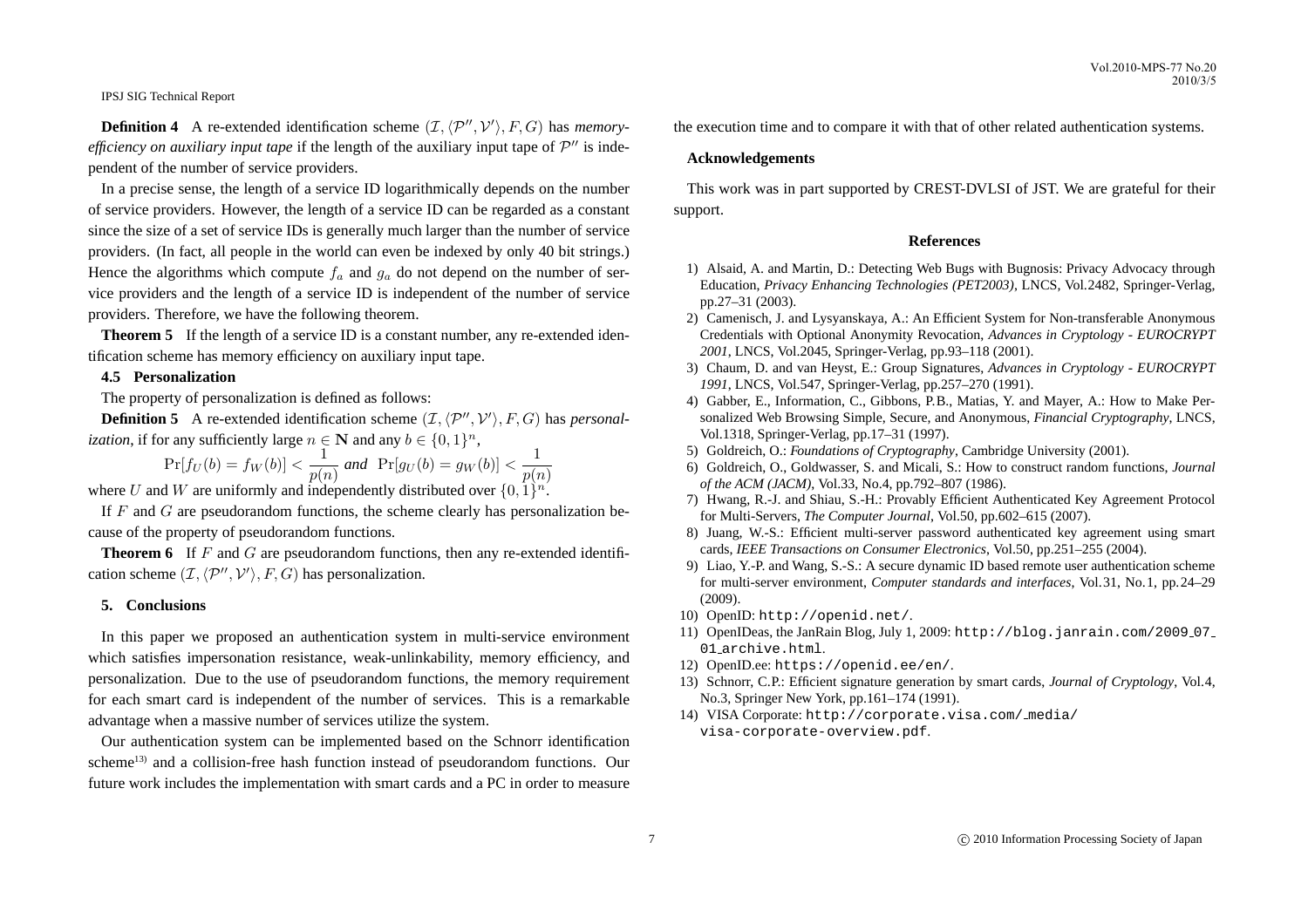**Definition 4** A re-extended identification scheme $(\mathcal{I}, \langle \mathcal{P}'', \mathcal{V}' \rangle, F, G)$ has *memory-efficiency on auxiliary input tape* if the length of the auxiliary input tape of $\mathcal{P}''$ is independent of the number of service providers.

In a precise sense, the length of a service ID logarithmically depends on the number of service providers. However, the length of a service ID can be regarded as a constant since the size of a set of service IDs is generally much larger than the number of service providers. (In fact, all people in the world can even be indexed by only 40 bit strings.) Hence the algorithms which compute $f_a$ and $g_a$ do not depend on the number of service providers and the length of a service ID is independent of the number of service providers. Therefore, we have the following theorem.

**Theorem 5** If the length of a service ID is a constant number, any re-extended identification scheme has memory efficiency on auxiliary input tape.

### 4.5 Personalization

The property of personalization is defined as follows:

**Definition 5** A re-extended identification scheme $(\mathcal{I}, \langle \mathcal{P}'', \mathcal{V}' \rangle, F, G)$ has *personalization*, if for any sufficiently large $n \in \mathbf{N}$ and any $b \in \{0,1\}^n$,

$$\Pr[f_U(b) = f_W(b)] < \frac{1}{p(n)} \textit{ and } \Pr[g_U(b) = g_W(b)] < \frac{1}{p(n)}$$

where $U$ and $W$ are uniformly and independently distributed over $\{0,1\}^n$.

If $F$ and $G$ are pseudorandom functions, the scheme clearly has personalization because of the property of pseudorandom functions.

**Theorem 6** If $F$ and $G$ are pseudorandom functions, then any re-extended identification scheme $(\mathcal{I}, \langle \mathcal{P}'', \mathcal{V}' \rangle, F, G)$ has personalization.

## 5. Conclusions

In this paper we proposed an authentication system in multi-service environment which satisfies impersonation resistance, weak-unlinkability, memory efficiency, and personalization. Due to the use of pseudorandom functions, the memory requirement for each smart card is independent of the number of services. This is a remarkable advantage when a massive number of services utilize the system.

Our authentication system can be implemented based on the Schnorr identification scheme[13] and a collision-free hash function instead of pseudorandom functions. Our future work includes the implementation with smart cards and a PC in order to measure the execution time and to compare it with that of other related authentication systems.

### Acknowledgements

This work was in part supported by CREST-DVLSI of JST. We are grateful for their support.

### References

1) Alsaid, A. and Martin, D.: Detecting Web Bugs with Bugnosis: Privacy Advocacy through Education, *Privacy Enhancing Technologies (PET2003)*, LNCS, Vol.2482, Springer-Verlag, pp.27–31 (2003).
2) Camenisch, J. and Lysyanskaya, A.: An Efficient System for Non-transferable Anonymous Credentials with Optional Anonymity Revocation, *Advances in Cryptology - EUROCRYPT 2001*, LNCS, Vol.2045, Springer-Verlag, pp.93–118 (2001).
3) Chaum, D. and van Heyst, E.: Group Signatures, *Advances in Cryptology - EUROCRYPT 1991*, LNCS, Vol.547, Springer-Verlag, pp.257–270 (1991).
4) Gabber, E., Information, C., Gibbons, P.B., Matias, Y. and Mayer, A.: How to Make Personalized Web Browsing Simple, Secure, and Anonymous, *Financial Cryptography*, LNCS, Vol.1318, Springer-Verlag, pp.17–31 (1997).
5) Goldreich, O.: *Foundations of Cryptography*, Cambridge University (2001).
6) Goldreich, O., Goldwasser, S. and Micali, S.: How to construct random functions, *Journal of the ACM (JACM)*, Vol.33, No.4, pp.792–807 (1986).
7) Hwang, R.-J. and Shiau, S.-H.: Provably Efficient Authenticated Key Agreement Protocol for Multi-Servers, *The Computer Journal*, Vol.50, pp.602–615 (2007).
8) Juang, W.-S.: Efficient multi-server password authenticated key agreement using smart cards, *IEEE Transactions on Consumer Electronics*, Vol.50, pp.251–255 (2004).
9) Liao, Y.-P. and Wang, S.-S.: A secure dynamic ID based remote user authentication scheme for multi-server environment, *Computer standards and interfaces*, Vol.31, No.1, pp.24–29 (2009).
10) OpenID: `http://openid.net/`.
11) OpenIDeas, the JanRain Blog, July 1, 2009: `http://blog.janrain.com/2009_07_01_archive.html`.
12) OpenID.ee: `https://openid.ee/en/`.
13) Schnorr, C.P.: Efficient signature generation by smart cards, *Journal of Cryptology*, Vol.4, No.3, Springer New York, pp.161–174 (1991).
14) VISA Corporate: `http://corporate.visa.com/_media/visa-corporate-overview.pdf`.